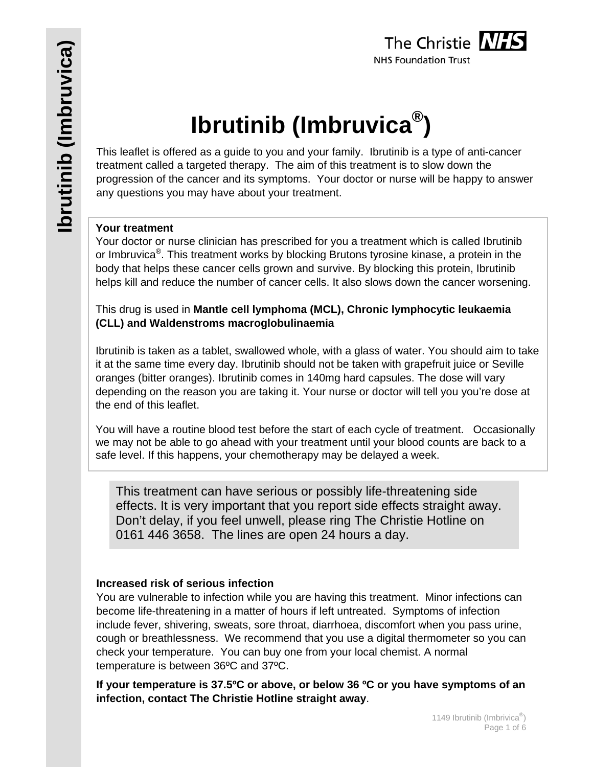The Christie NHS Foundation Trust

# Ibrutinib (Imbruvica®)

This leaflet is offered as a guide to you and your family. Ibrutinib is a type of anti-cancer treatment called a targeted therapy. The aim of this treatment is to slow down the progression of the cancer and its symptoms. Your doctor or nurse will be happy to answer any questions you may have about your treatment.

**Your treatment**

Your doctor or nurse clinician has prescribed for you a treatment which is called Ibrutinib or Imbruvica®. This treatment works by blocking Brutons tyrosine kinase, a protein in the body that helps these cancer cells grown and survive. By blocking this protein, Ibrutinib helps kill and reduce the number of cancer cells. It also slows down the cancer worsening.

This drug is used in **Mantle cell lymphoma (MCL), Chronic lymphocytic leukaemia (CLL) and Waldenstroms macroglobulinaemia**

Ibrutinib is taken as a tablet, swallowed whole, with a glass of water. You should aim to take it at the same time every day. Ibrutinib should not be taken with grapefruit juice or Seville oranges (bitter oranges). Ibrutinib comes in 140mg hard capsules. The dose will vary depending on the reason you are taking it. Your nurse or doctor will tell you you're dose at the end of this leaflet.

You will have a routine blood test before the start of each cycle of treatment. Occasionally we may not be able to go ahead with your treatment until your blood counts are back to a safe level. If this happens, your chemotherapy may be delayed a week.

This treatment can have serious or possibly life-threatening side effects. It is very important that you report side effects straight away. Don't delay, if you feel unwell, please ring The Christie Hotline on 0161 446 3658. The lines are open 24 hours a day.

**Increased risk of serious infection**

You are vulnerable to infection while you are having this treatment. Minor infections can become life-threatening in a matter of hours if left untreated. Symptoms of infection include fever, shivering, sweats, sore throat, diarrhoea, discomfort when you pass urine, cough or breathlessness. We recommend that you use a digital thermometer so you can check your temperature. You can buy one from your local chemist. A normal temperature is between 36ºC and 37ºC.

**If your temperature is 37.5ºC or above, or below 36 ºC or you have symptoms of an infection, contact The Christie Hotline straight away**.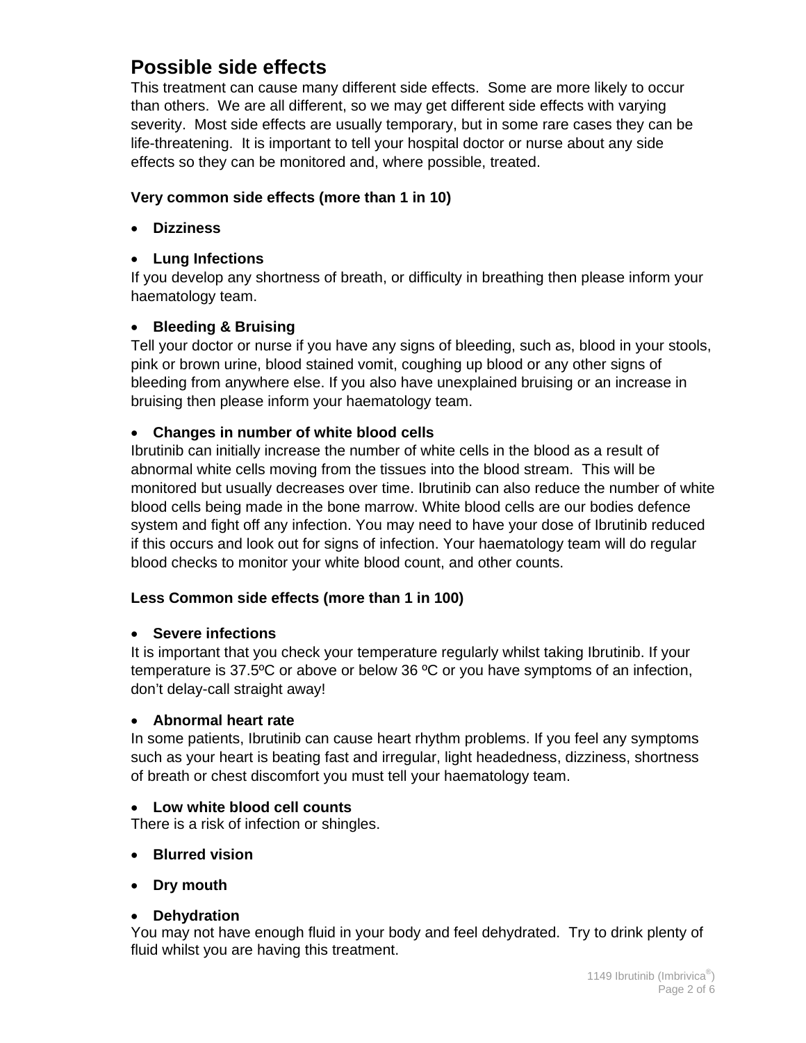## Possible side effects

This treatment can cause many different side effects. Some are more likely to occur than others. We are all different, so we may get different side effects with varying severity. Most side effects are usually temporary, but in some rare cases they can be life-threatening. It is important to tell your hospital doctor or nurse about any side effects so they can be monitored and, where possible, treated.

**Very common side effects (more than 1 in 10)**

- **Dizziness**

- **Lung Infections**

If you develop any shortness of breath, or difficulty in breathing then please inform your haematology team.

- **Bleeding & Bruising**

Tell your doctor or nurse if you have any signs of bleeding, such as, blood in your stools, pink or brown urine, blood stained vomit, coughing up blood or any other signs of bleeding from anywhere else. If you also have unexplained bruising or an increase in bruising then please inform your haematology team.

- **Changes in number of white blood cells**

Ibrutinib can initially increase the number of white cells in the blood as a result of abnormal white cells moving from the tissues into the blood stream. This will be monitored but usually decreases over time. Ibrutinib can also reduce the number of white blood cells being made in the bone marrow. White blood cells are our bodies defence system and fight off any infection. You may need to have your dose of Ibrutinib reduced if this occurs and look out for signs of infection. Your haematology team will do regular blood checks to monitor your white blood count, and other counts.

**Less Common side effects (more than 1 in 100)**

- **Severe infections**

It is important that you check your temperature regularly whilst taking Ibrutinib. If your temperature is 37.5ºC or above or below 36 ºC or you have symptoms of an infection, don't delay-call straight away!

- **Abnormal heart rate**

In some patients, Ibrutinib can cause heart rhythm problems. If you feel any symptoms such as your heart is beating fast and irregular, light headedness, dizziness, shortness of breath or chest discomfort you must tell your haematology team.

- **Low white blood cell counts**

There is a risk of infection or shingles.

- **Blurred vision**

- **Dry mouth**

- **Dehydration**

You may not have enough fluid in your body and feel dehydrated. Try to drink plenty of fluid whilst you are having this treatment.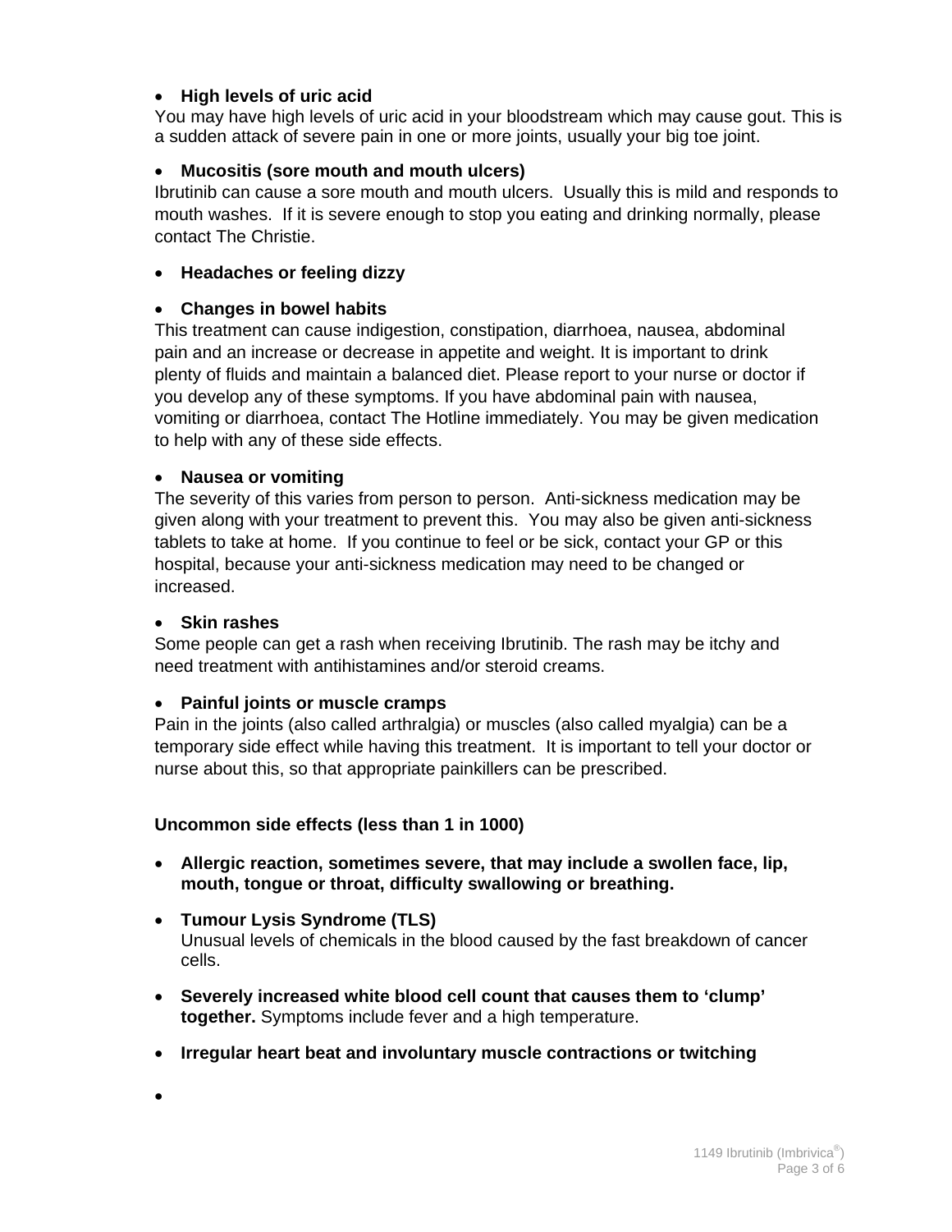- **High levels of uric acid**

You may have high levels of uric acid in your bloodstream which may cause gout. This is a sudden attack of severe pain in one or more joints, usually your big toe joint.

- **Mucositis (sore mouth and mouth ulcers)**

Ibrutinib can cause a sore mouth and mouth ulcers. Usually this is mild and responds to mouth washes. If it is severe enough to stop you eating and drinking normally, please contact The Christie.

- **Headaches or feeling dizzy**

- **Changes in bowel habits**

This treatment can cause indigestion, constipation, diarrhoea, nausea, abdominal pain and an increase or decrease in appetite and weight. It is important to drink plenty of fluids and maintain a balanced diet. Please report to your nurse or doctor if you develop any of these symptoms. If you have abdominal pain with nausea, vomiting or diarrhoea, contact The Hotline immediately. You may be given medication to help with any of these side effects.

- **Nausea or vomiting**

The severity of this varies from person to person. Anti-sickness medication may be given along with your treatment to prevent this. You may also be given anti-sickness tablets to take at home. If you continue to feel or be sick, contact your GP or this hospital, because your anti-sickness medication may need to be changed or increased.

- **Skin rashes**

Some people can get a rash when receiving Ibrutinib. The rash may be itchy and need treatment with antihistamines and/or steroid creams.

- **Painful joints or muscle cramps**

Pain in the joints (also called arthralgia) or muscles (also called myalgia) can be a temporary side effect while having this treatment. It is important to tell your doctor or nurse about this, so that appropriate painkillers can be prescribed.

**Uncommon side effects (less than 1 in 1000)**

- **Allergic reaction, sometimes severe, that may include a swollen face, lip, mouth, tongue or throat, difficulty swallowing or breathing.**

- **Tumour Lysis Syndrome (TLS)**
  Unusual levels of chemicals in the blood caused by the fast breakdown of cancer cells.

- **Severely increased white blood cell count that causes them to 'clump' together.** Symptoms include fever and a high temperature.

- **Irregular heart beat and involuntary muscle contractions or twitching**

-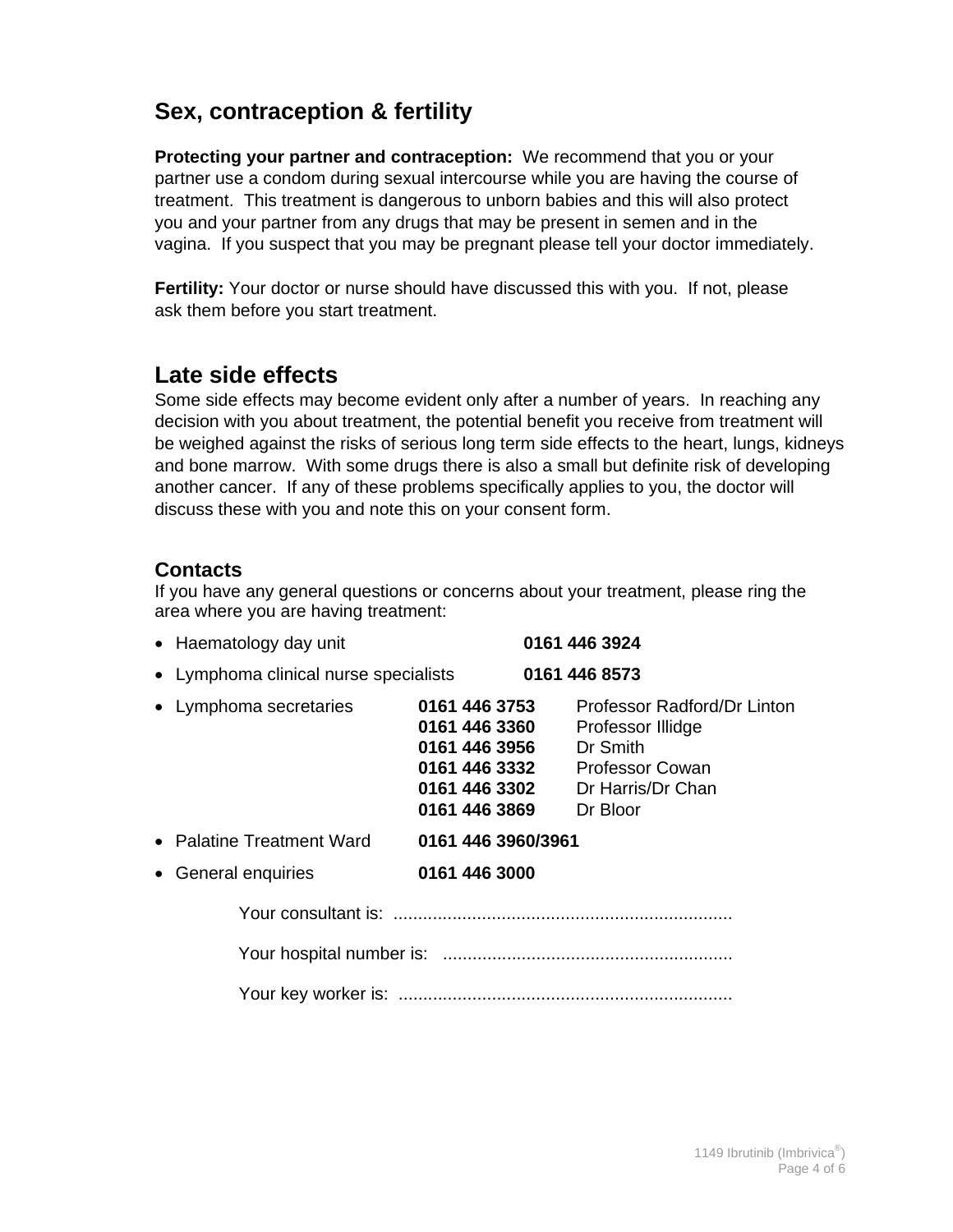## Sex, contraception & fertility

**Protecting your partner and contraception:** We recommend that you or your partner use a condom during sexual intercourse while you are having the course of treatment. This treatment is dangerous to unborn babies and this will also protect you and your partner from any drugs that may be present in semen and in the vagina. If you suspect that you may be pregnant please tell your doctor immediately.

**Fertility:** Your doctor or nurse should have discussed this with you. If not, please ask them before you start treatment.

## Late side effects

Some side effects may become evident only after a number of years. In reaching any decision with you about treatment, the potential benefit you receive from treatment will be weighed against the risks of serious long term side effects to the heart, lungs, kidneys and bone marrow. With some drugs there is also a small but definite risk of developing another cancer. If any of these problems specifically applies to you, the doctor will discuss these with you and note this on your consent form.

### Contacts

If you have any general questions or concerns about your treatment, please ring the area where you are having treatment:

- Haematology day unit **0161 446 3924**
- Lymphoma clinical nurse specialists **0161 446 8573**
- Lymphoma secretaries
  - **0161 446 3753** Professor Radford/Dr Linton
  - **0161 446 3360** Professor Illidge
  - **0161 446 3956** Dr Smith
  - **0161 446 3332** Professor Cowan
  - **0161 446 3302** Dr Harris/Dr Chan
  - **0161 446 3869** Dr Bloor
- Palatine Treatment Ward **0161 446 3960/3961**
- General enquiries **0161 446 3000**

Your consultant is: .....................................................................

Your hospital number is: ...........................................................

Your key worker is: ....................................................................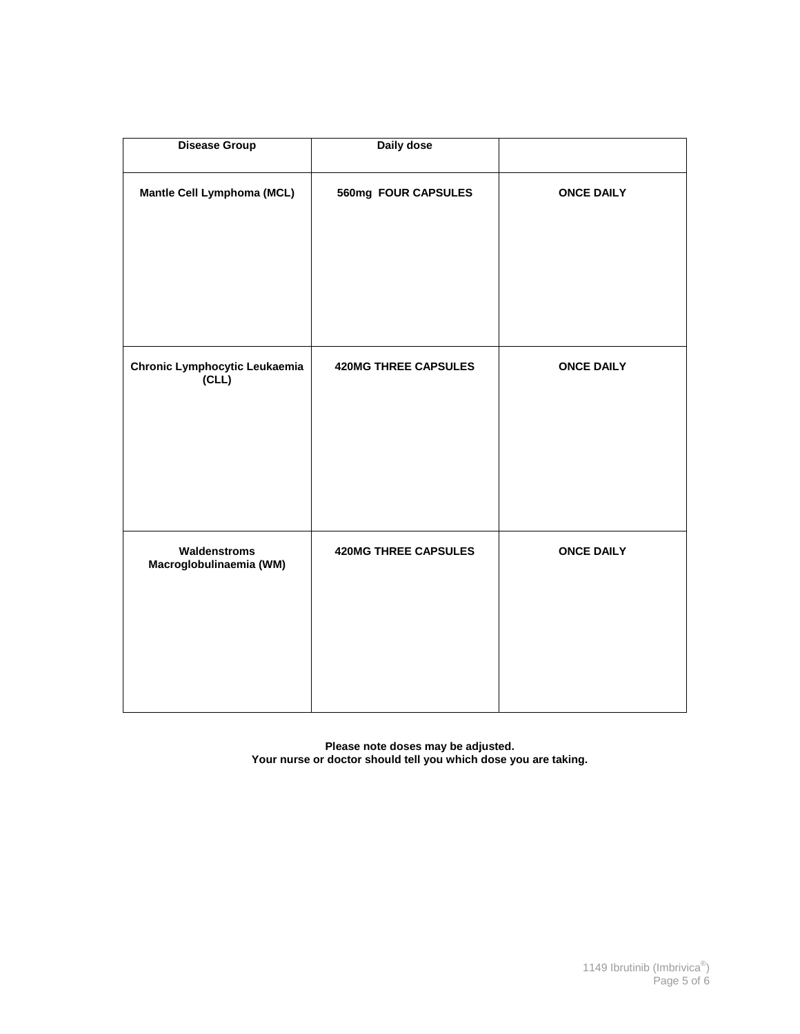| Disease Group | Daily dose | |
|---|---|---|
| **Mantle Cell Lymphoma (MCL)** | **560mg FOUR CAPSULES** | **ONCE DAILY** |
| **Chronic Lymphocytic Leukaemia (CLL)** | **420MG THREE CAPSULES** | **ONCE DAILY** |
| **Waldenstroms Macroglobulinaemia (WM)** | **420MG THREE CAPSULES** | **ONCE DAILY** |

**Please note doses may be adjusted.**
**Your nurse or doctor should tell you which dose you are taking.**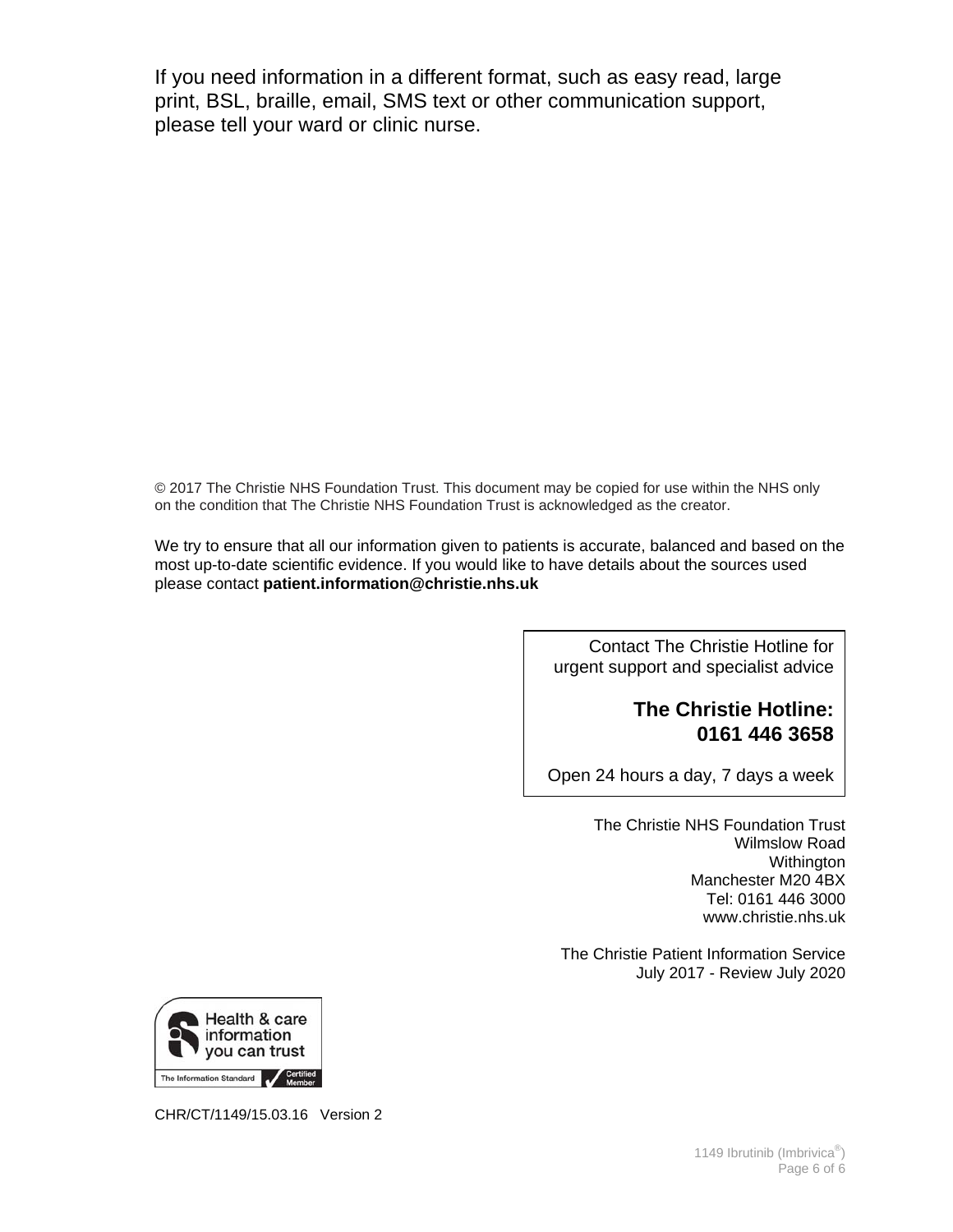If you need information in a different format, such as easy read, large print, BSL, braille, email, SMS text or other communication support, please tell your ward or clinic nurse.

© 2017 The Christie NHS Foundation Trust. This document may be copied for use within the NHS only on the condition that The Christie NHS Foundation Trust is acknowledged as the creator.

We try to ensure that all our information given to patients is accurate, balanced and based on the most up-to-date scientific evidence. If you would like to have details about the sources used please contact **patient.information@christie.nhs.uk**

Contact The Christie Hotline for urgent support and specialist advice

**The Christie Hotline: 0161 446 3658**

Open 24 hours a day, 7 days a week

The Christie NHS Foundation Trust
Wilmslow Road
Withington
Manchester M20 4BX
Tel: 0161 446 3000
www.christie.nhs.uk

The Christie Patient Information Service
July 2017 - Review July 2020

Health & care information you can trust
The Information Standard
Certified Member

CHR/CT/1149/15.03.16 Version 2